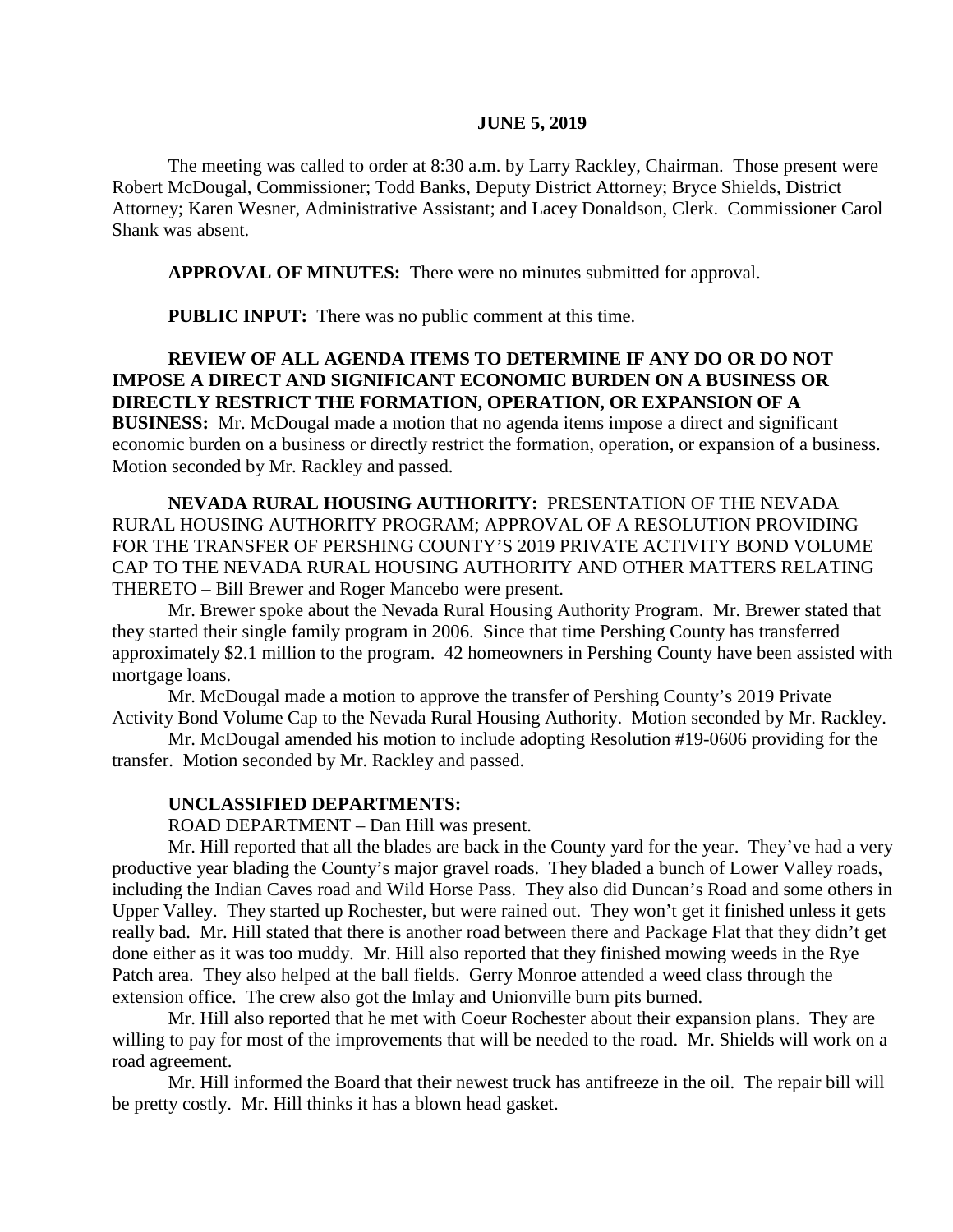**JUNE 5, 2019**

The meeting was called to order at 8:30 a.m. by Larry Rackley, Chairman. Those present were Robert McDougal, Commissioner; Todd Banks, Deputy District Attorney; Bryce Shields, District Attorney; Karen Wesner, Administrative Assistant; and Lacey Donaldson, Clerk. Commissioner Carol Shank was absent.

**APPROVAL OF MINUTES:** There were no minutes submitted for approval.

**PUBLIC INPUT:** There was no public comment at this time.

**REVIEW OF ALL AGENDA ITEMS TO DETERMINE IF ANY DO OR DO NOT IMPOSE A DIRECT AND SIGNIFICANT ECONOMIC BURDEN ON A BUSINESS OR DIRECTLY RESTRICT THE FORMATION, OPERATION, OR EXPANSION OF A BUSINESS:** Mr. McDougal made a motion that no agenda items impose a direct and significant economic burden on a business or directly restrict the formation, operation, or expansion of a business. Motion seconded by Mr. Rackley and passed.

**NEVADA RURAL HOUSING AUTHORITY:** PRESENTATION OF THE NEVADA RURAL HOUSING AUTHORITY PROGRAM; APPROVAL OF A RESOLUTION PROVIDING FOR THE TRANSFER OF PERSHING COUNTY'S 2019 PRIVATE ACTIVITY BOND VOLUME CAP TO THE NEVADA RURAL HOUSING AUTHORITY AND OTHER MATTERS RELATING THERETO – Bill Brewer and Roger Mancebo were present.

Mr. Brewer spoke about the Nevada Rural Housing Authority Program. Mr. Brewer stated that they started their single family program in 2006. Since that time Pershing County has transferred approximately $2.1 million to the program. 42 homeowners in Pershing County have been assisted with mortgage loans.

Mr. McDougal made a motion to approve the transfer of Pershing County's 2019 Private Activity Bond Volume Cap to the Nevada Rural Housing Authority. Motion seconded by Mr. Rackley.

Mr. McDougal amended his motion to include adopting Resolution #19-0606 providing for the transfer. Motion seconded by Mr. Rackley and passed.

**UNCLASSIFIED DEPARTMENTS:**

ROAD DEPARTMENT – Dan Hill was present.

Mr. Hill reported that all the blades are back in the County yard for the year. They've had a very productive year blading the County's major gravel roads. They bladed a bunch of Lower Valley roads, including the Indian Caves road and Wild Horse Pass. They also did Duncan's Road and some others in Upper Valley. They started up Rochester, but were rained out. They won't get it finished unless it gets really bad. Mr. Hill stated that there is another road between there and Package Flat that they didn't get done either as it was too muddy. Mr. Hill also reported that they finished mowing weeds in the Rye Patch area. They also helped at the ball fields. Gerry Monroe attended a weed class through the extension office. The crew also got the Imlay and Unionville burn pits burned.

Mr. Hill also reported that he met with Coeur Rochester about their expansion plans. They are willing to pay for most of the improvements that will be needed to the road. Mr. Shields will work on a road agreement.

Mr. Hill informed the Board that their newest truck has antifreeze in the oil. The repair bill will be pretty costly. Mr. Hill thinks it has a blown head gasket.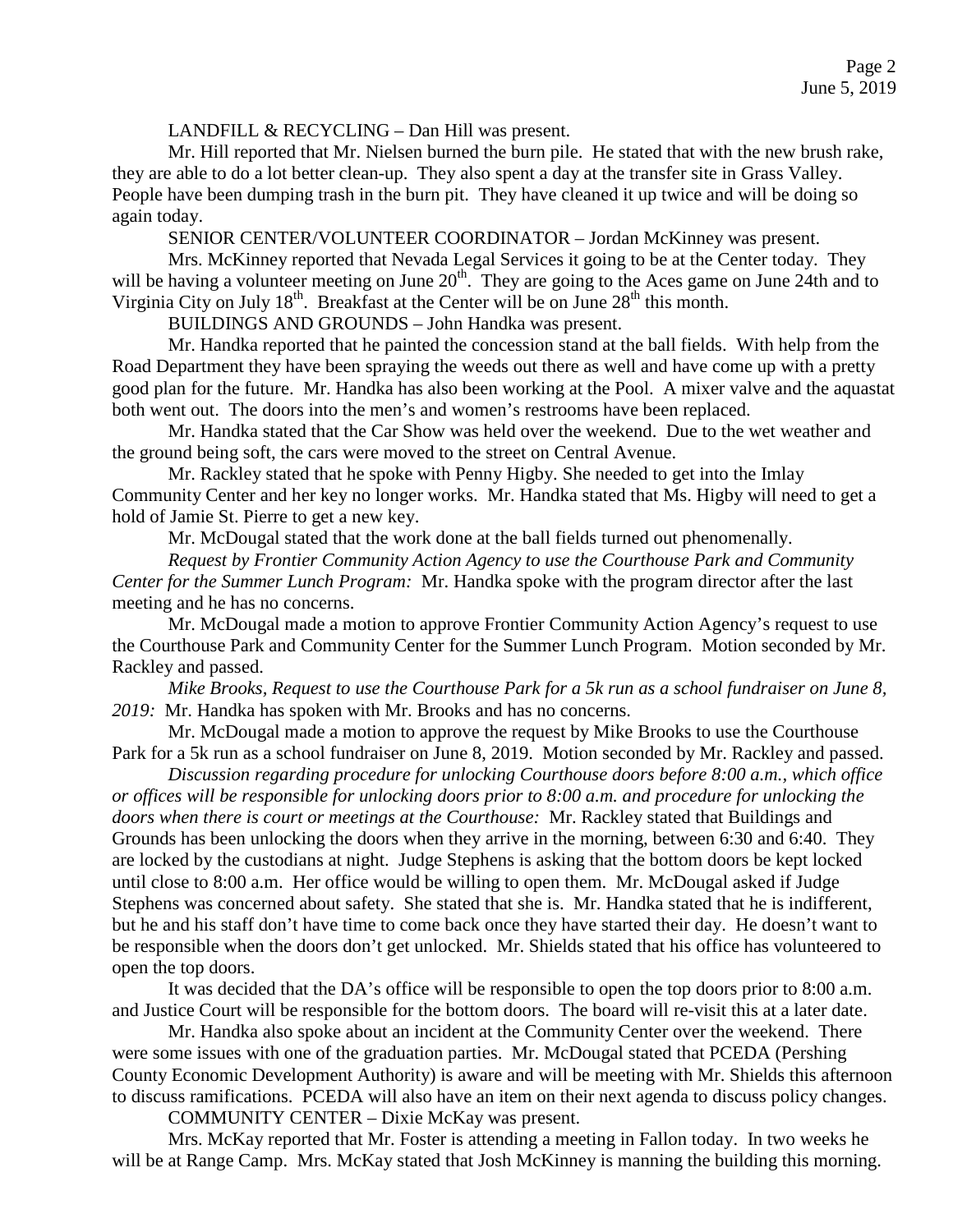LANDFILL & RECYCLING – Dan Hill was present.

Mr. Hill reported that Mr. Nielsen burned the burn pile. He stated that with the new brush rake, they are able to do a lot better clean-up. They also spent a day at the transfer site in Grass Valley. People have been dumping trash in the burn pit. They have cleaned it up twice and will be doing so again today.

SENIOR CENTER/VOLUNTEER COORDINATOR – Jordan McKinney was present.

Mrs. McKinney reported that Nevada Legal Services it going to be at the Center today. They will be having a volunteer meeting on June 20th. They are going to the Aces game on June 24th and to Virginia City on July 18th. Breakfast at the Center will be on June 28th this month.

BUILDINGS AND GROUNDS – John Handka was present.

Mr. Handka reported that he painted the concession stand at the ball fields. With help from the Road Department they have been spraying the weeds out there as well and have come up with a pretty good plan for the future. Mr. Handka has also been working at the Pool. A mixer valve and the aquastat both went out. The doors into the men's and women's restrooms have been replaced.

Mr. Handka stated that the Car Show was held over the weekend. Due to the wet weather and the ground being soft, the cars were moved to the street on Central Avenue.

Mr. Rackley stated that he spoke with Penny Higby. She needed to get into the Imlay Community Center and her key no longer works. Mr. Handka stated that Ms. Higby will need to get a hold of Jamie St. Pierre to get a new key.

Mr. McDougal stated that the work done at the ball fields turned out phenomenally.

*Request by Frontier Community Action Agency to use the Courthouse Park and Community Center for the Summer Lunch Program:* Mr. Handka spoke with the program director after the last meeting and he has no concerns.

Mr. McDougal made a motion to approve Frontier Community Action Agency's request to use the Courthouse Park and Community Center for the Summer Lunch Program. Motion seconded by Mr. Rackley and passed.

*Mike Brooks, Request to use the Courthouse Park for a 5k run as a school fundraiser on June 8, 2019:* Mr. Handka has spoken with Mr. Brooks and has no concerns.

Mr. McDougal made a motion to approve the request by Mike Brooks to use the Courthouse Park for a 5k run as a school fundraiser on June 8, 2019. Motion seconded by Mr. Rackley and passed.

*Discussion regarding procedure for unlocking Courthouse doors before 8:00 a.m., which office or offices will be responsible for unlocking doors prior to 8:00 a.m. and procedure for unlocking the doors when there is court or meetings at the Courthouse:* Mr. Rackley stated that Buildings and Grounds has been unlocking the doors when they arrive in the morning, between 6:30 and 6:40. They are locked by the custodians at night. Judge Stephens is asking that the bottom doors be kept locked until close to 8:00 a.m. Her office would be willing to open them. Mr. McDougal asked if Judge Stephens was concerned about safety. She stated that she is. Mr. Handka stated that he is indifferent, but he and his staff don't have time to come back once they have started their day. He doesn't want to be responsible when the doors don't get unlocked. Mr. Shields stated that his office has volunteered to open the top doors.

It was decided that the DA's office will be responsible to open the top doors prior to 8:00 a.m. and Justice Court will be responsible for the bottom doors. The board will re-visit this at a later date.

Mr. Handka also spoke about an incident at the Community Center over the weekend. There were some issues with one of the graduation parties. Mr. McDougal stated that PCEDA (Pershing County Economic Development Authority) is aware and will be meeting with Mr. Shields this afternoon to discuss ramifications. PCEDA will also have an item on their next agenda to discuss policy changes.

COMMUNITY CENTER – Dixie McKay was present.

Mrs. McKay reported that Mr. Foster is attending a meeting in Fallon today. In two weeks he will be at Range Camp. Mrs. McKay stated that Josh McKinney is manning the building this morning.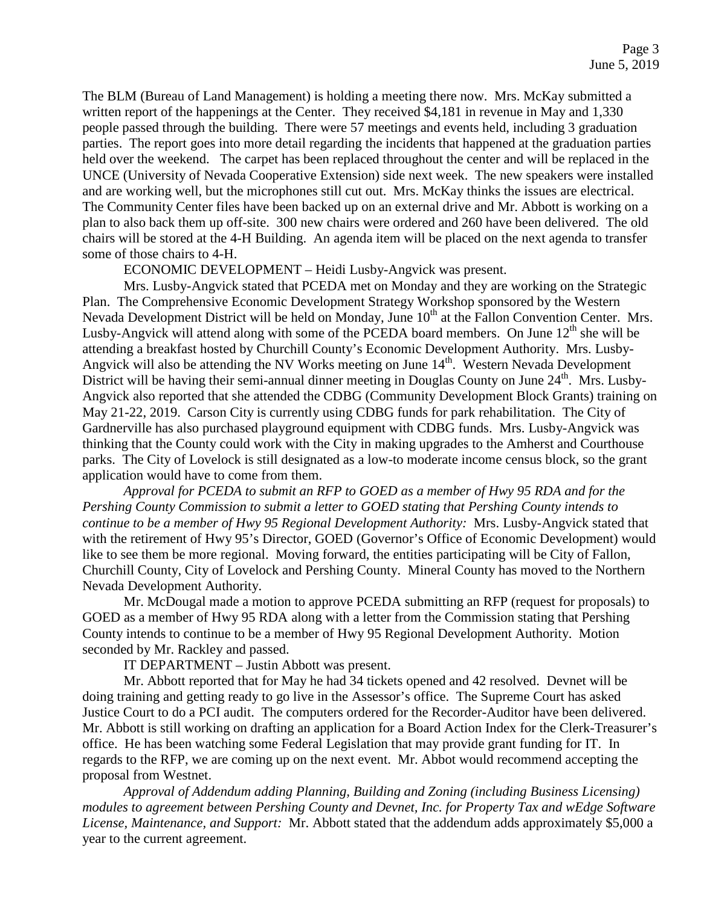The BLM (Bureau of Land Management) is holding a meeting there now. Mrs. McKay submitted a written report of the happenings at the Center. They received $4,181 in revenue in May and 1,330 people passed through the building. There were 57 meetings and events held, including 3 graduation parties. The report goes into more detail regarding the incidents that happened at the graduation parties held over the weekend. The carpet has been replaced throughout the center and will be replaced in the UNCE (University of Nevada Cooperative Extension) side next week. The new speakers were installed and are working well, but the microphones still cut out. Mrs. McKay thinks the issues are electrical. The Community Center files have been backed up on an external drive and Mr. Abbott is working on a plan to also back them up off-site. 300 new chairs were ordered and 260 have been delivered. The old chairs will be stored at the 4-H Building. An agenda item will be placed on the next agenda to transfer some of those chairs to 4-H.

ECONOMIC DEVELOPMENT – Heidi Lusby-Angvick was present.

Mrs. Lusby-Angvick stated that PCEDA met on Monday and they are working on the Strategic Plan. The Comprehensive Economic Development Strategy Workshop sponsored by the Western Nevada Development District will be held on Monday, June 10th at the Fallon Convention Center. Mrs. Lusby-Angvick will attend along with some of the PCEDA board members. On June 12th she will be attending a breakfast hosted by Churchill County's Economic Development Authority. Mrs. Lusby-Angvick will also be attending the NV Works meeting on June 14th. Western Nevada Development District will be having their semi-annual dinner meeting in Douglas County on June 24th. Mrs. Lusby-Angvick also reported that she attended the CDBG (Community Development Block Grants) training on May 21-22, 2019. Carson City is currently using CDBG funds for park rehabilitation. The City of Gardnerville has also purchased playground equipment with CDBG funds. Mrs. Lusby-Angvick was thinking that the County could work with the City in making upgrades to the Amherst and Courthouse parks. The City of Lovelock is still designated as a low-to moderate income census block, so the grant application would have to come from them.

*Approval for PCEDA to submit an RFP to GOED as a member of Hwy 95 RDA and for the Pershing County Commission to submit a letter to GOED stating that Pershing County intends to continue to be a member of Hwy 95 Regional Development Authority:* Mrs. Lusby-Angvick stated that with the retirement of Hwy 95's Director, GOED (Governor's Office of Economic Development) would like to see them be more regional. Moving forward, the entities participating will be City of Fallon, Churchill County, City of Lovelock and Pershing County. Mineral County has moved to the Northern Nevada Development Authority.

Mr. McDougal made a motion to approve PCEDA submitting an RFP (request for proposals) to GOED as a member of Hwy 95 RDA along with a letter from the Commission stating that Pershing County intends to continue to be a member of Hwy 95 Regional Development Authority. Motion seconded by Mr. Rackley and passed.

IT DEPARTMENT – Justin Abbott was present.

Mr. Abbott reported that for May he had 34 tickets opened and 42 resolved. Devnet will be doing training and getting ready to go live in the Assessor's office. The Supreme Court has asked Justice Court to do a PCI audit. The computers ordered for the Recorder-Auditor have been delivered. Mr. Abbott is still working on drafting an application for a Board Action Index for the Clerk-Treasurer's office. He has been watching some Federal Legislation that may provide grant funding for IT. In regards to the RFP, we are coming up on the next event. Mr. Abbot would recommend accepting the proposal from Westnet.

*Approval of Addendum adding Planning, Building and Zoning (including Business Licensing) modules to agreement between Pershing County and Devnet, Inc. for Property Tax and wEdge Software License, Maintenance, and Support:* Mr. Abbott stated that the addendum adds approximately $5,000 a year to the current agreement.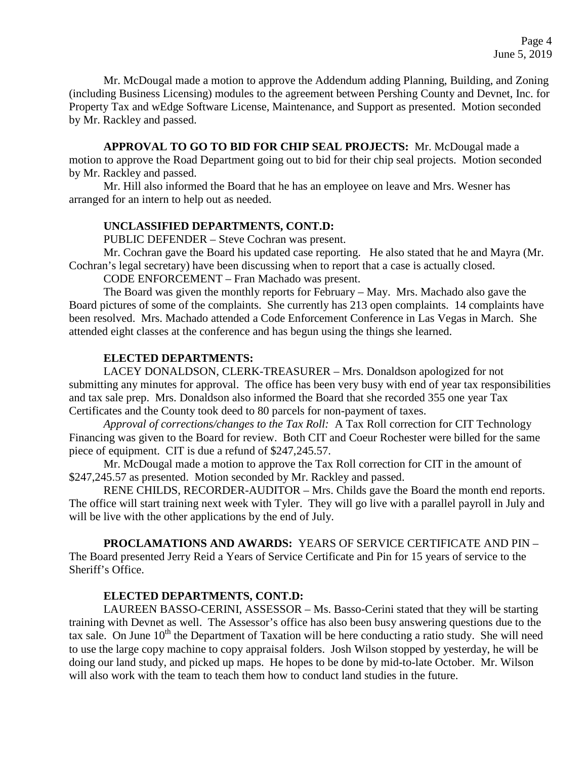Mr. McDougal made a motion to approve the Addendum adding Planning, Building, and Zoning (including Business Licensing) modules to the agreement between Pershing County and Devnet, Inc. for Property Tax and wEdge Software License, Maintenance, and Support as presented. Motion seconded by Mr. Rackley and passed.

**APPROVAL TO GO TO BID FOR CHIP SEAL PROJECTS:** Mr. McDougal made a motion to approve the Road Department going out to bid for their chip seal projects. Motion seconded by Mr. Rackley and passed.

Mr. Hill also informed the Board that he has an employee on leave and Mrs. Wesner has arranged for an intern to help out as needed.

**UNCLASSIFIED DEPARTMENTS, CONT.D:**

PUBLIC DEFENDER – Steve Cochran was present.

Mr. Cochran gave the Board his updated case reporting. He also stated that he and Mayra (Mr. Cochran's legal secretary) have been discussing when to report that a case is actually closed.

CODE ENFORCEMENT – Fran Machado was present.

The Board was given the monthly reports for February – May. Mrs. Machado also gave the Board pictures of some of the complaints. She currently has 213 open complaints. 14 complaints have been resolved. Mrs. Machado attended a Code Enforcement Conference in Las Vegas in March. She attended eight classes at the conference and has begun using the things she learned.

**ELECTED DEPARTMENTS:**

LACEY DONALDSON, CLERK-TREASURER – Mrs. Donaldson apologized for not submitting any minutes for approval. The office has been very busy with end of year tax responsibilities and tax sale prep. Mrs. Donaldson also informed the Board that she recorded 355 one year Tax Certificates and the County took deed to 80 parcels for non-payment of taxes.

*Approval of corrections/changes to the Tax Roll:* A Tax Roll correction for CIT Technology Financing was given to the Board for review. Both CIT and Coeur Rochester were billed for the same piece of equipment. CIT is due a refund of $247,245.57.

Mr. McDougal made a motion to approve the Tax Roll correction for CIT in the amount of $247,245.57 as presented. Motion seconded by Mr. Rackley and passed.

RENE CHILDS, RECORDER-AUDITOR – Mrs. Childs gave the Board the month end reports. The office will start training next week with Tyler. They will go live with a parallel payroll in July and will be live with the other applications by the end of July.

**PROCLAMATIONS AND AWARDS:** YEARS OF SERVICE CERTIFICATE AND PIN – The Board presented Jerry Reid a Years of Service Certificate and Pin for 15 years of service to the Sheriff's Office.

**ELECTED DEPARTMENTS, CONT.D:**

LAUREEN BASSO-CERINI, ASSESSOR – Ms. Basso-Cerini stated that they will be starting training with Devnet as well. The Assessor's office has also been busy answering questions due to the tax sale. On June 10th the Department of Taxation will be here conducting a ratio study. She will need to use the large copy machine to copy appraisal folders. Josh Wilson stopped by yesterday, he will be doing our land study, and picked up maps. He hopes to be done by mid-to-late October. Mr. Wilson will also work with the team to teach them how to conduct land studies in the future.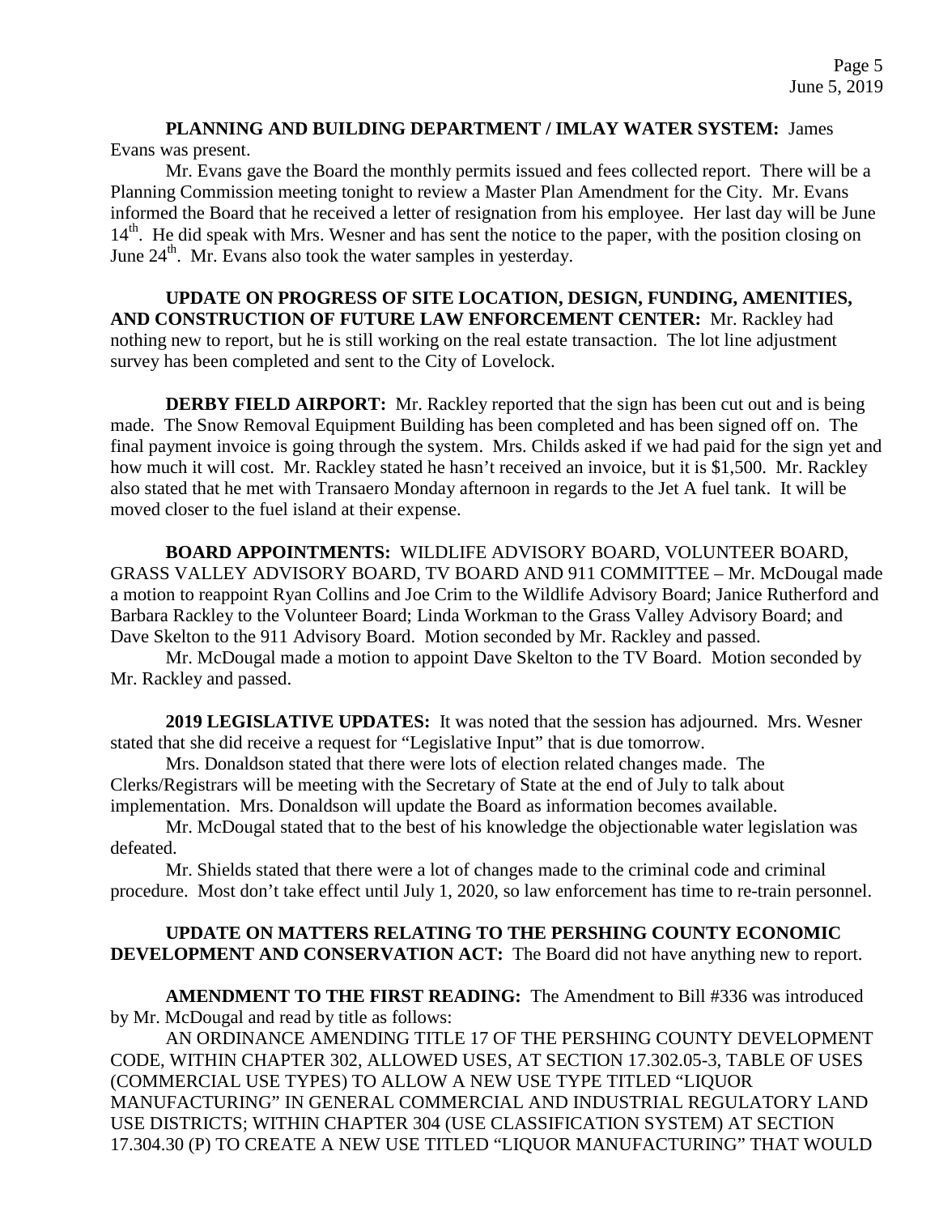**PLANNING AND BUILDING DEPARTMENT / IMLAY WATER SYSTEM:** James Evans was present.

Mr. Evans gave the Board the monthly permits issued and fees collected report. There will be a Planning Commission meeting tonight to review a Master Plan Amendment for the City. Mr. Evans informed the Board that he received a letter of resignation from his employee. Her last day will be June 14th. He did speak with Mrs. Wesner and has sent the notice to the paper, with the position closing on June 24th. Mr. Evans also took the water samples in yesterday.

**UPDATE ON PROGRESS OF SITE LOCATION, DESIGN, FUNDING, AMENITIES, AND CONSTRUCTION OF FUTURE LAW ENFORCEMENT CENTER:** Mr. Rackley had nothing new to report, but he is still working on the real estate transaction. The lot line adjustment survey has been completed and sent to the City of Lovelock.

**DERBY FIELD AIRPORT:** Mr. Rackley reported that the sign has been cut out and is being made. The Snow Removal Equipment Building has been completed and has been signed off on. The final payment invoice is going through the system. Mrs. Childs asked if we had paid for the sign yet and how much it will cost. Mr. Rackley stated he hasn't received an invoice, but it is $1,500. Mr. Rackley also stated that he met with Transaero Monday afternoon in regards to the Jet A fuel tank. It will be moved closer to the fuel island at their expense.

**BOARD APPOINTMENTS:** WILDLIFE ADVISORY BOARD, VOLUNTEER BOARD, GRASS VALLEY ADVISORY BOARD, TV BOARD AND 911 COMMITTEE – Mr. McDougal made a motion to reappoint Ryan Collins and Joe Crim to the Wildlife Advisory Board; Janice Rutherford and Barbara Rackley to the Volunteer Board; Linda Workman to the Grass Valley Advisory Board; and Dave Skelton to the 911 Advisory Board. Motion seconded by Mr. Rackley and passed.

Mr. McDougal made a motion to appoint Dave Skelton to the TV Board. Motion seconded by Mr. Rackley and passed.

**2019 LEGISLATIVE UPDATES:** It was noted that the session has adjourned. Mrs. Wesner stated that she did receive a request for "Legislative Input" that is due tomorrow.

Mrs. Donaldson stated that there were lots of election related changes made. The Clerks/Registrars will be meeting with the Secretary of State at the end of July to talk about implementation. Mrs. Donaldson will update the Board as information becomes available.

Mr. McDougal stated that to the best of his knowledge the objectionable water legislation was defeated.

Mr. Shields stated that there were a lot of changes made to the criminal code and criminal procedure. Most don't take effect until July 1, 2020, so law enforcement has time to re-train personnel.

**UPDATE ON MATTERS RELATING TO THE PERSHING COUNTY ECONOMIC DEVELOPMENT AND CONSERVATION ACT:** The Board did not have anything new to report.

**AMENDMENT TO THE FIRST READING:** The Amendment to Bill #336 was introduced by Mr. McDougal and read by title as follows:

AN ORDINANCE AMENDING TITLE 17 OF THE PERSHING COUNTY DEVELOPMENT CODE, WITHIN CHAPTER 302, ALLOWED USES, AT SECTION 17.302.05-3, TABLE OF USES (COMMERCIAL USE TYPES) TO ALLOW A NEW USE TYPE TITLED "LIQUOR MANUFACTURING" IN GENERAL COMMERCIAL AND INDUSTRIAL REGULATORY LAND USE DISTRICTS; WITHIN CHAPTER 304 (USE CLASSIFICATION SYSTEM) AT SECTION 17.304.30 (P) TO CREATE A NEW USE TITLED "LIQUOR MANUFACTURING" THAT WOULD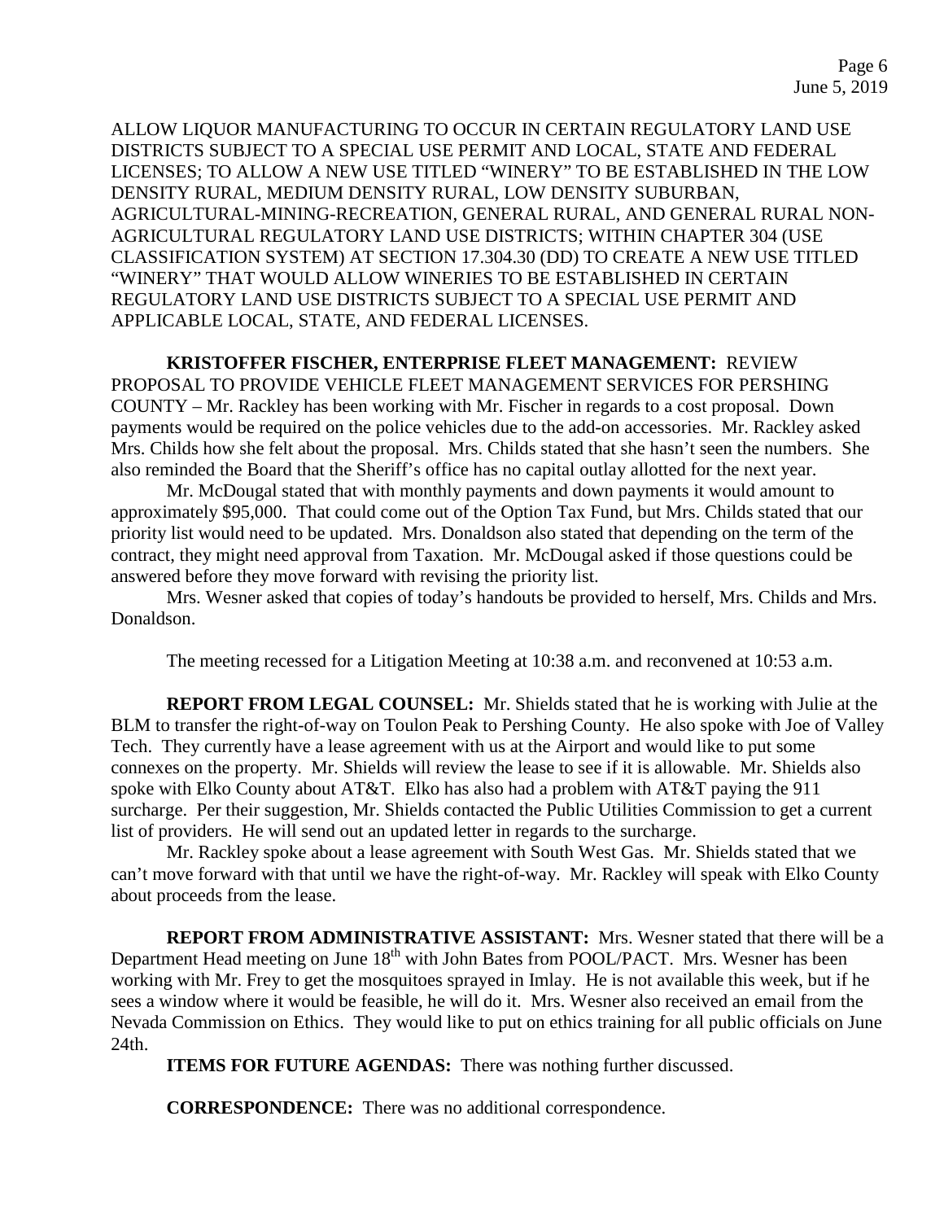ALLOW LIQUOR MANUFACTURING TO OCCUR IN CERTAIN REGULATORY LAND USE DISTRICTS SUBJECT TO A SPECIAL USE PERMIT AND LOCAL, STATE AND FEDERAL LICENSES; TO ALLOW A NEW USE TITLED "WINERY" TO BE ESTABLISHED IN THE LOW DENSITY RURAL, MEDIUM DENSITY RURAL, LOW DENSITY SUBURBAN, AGRICULTURAL-MINING-RECREATION, GENERAL RURAL, AND GENERAL RURAL NON-AGRICULTURAL REGULATORY LAND USE DISTRICTS; WITHIN CHAPTER 304 (USE CLASSIFICATION SYSTEM) AT SECTION 17.304.30 (DD) TO CREATE A NEW USE TITLED "WINERY" THAT WOULD ALLOW WINERIES TO BE ESTABLISHED IN CERTAIN REGULATORY LAND USE DISTRICTS SUBJECT TO A SPECIAL USE PERMIT AND APPLICABLE LOCAL, STATE, AND FEDERAL LICENSES.

**KRISTOFFER FISCHER, ENTERPRISE FLEET MANAGEMENT:** REVIEW PROPOSAL TO PROVIDE VEHICLE FLEET MANAGEMENT SERVICES FOR PERSHING COUNTY – Mr. Rackley has been working with Mr. Fischer in regards to a cost proposal. Down payments would be required on the police vehicles due to the add-on accessories. Mr. Rackley asked Mrs. Childs how she felt about the proposal. Mrs. Childs stated that she hasn't seen the numbers. She also reminded the Board that the Sheriff's office has no capital outlay allotted for the next year.

Mr. McDougal stated that with monthly payments and down payments it would amount to approximately $95,000. That could come out of the Option Tax Fund, but Mrs. Childs stated that our priority list would need to be updated. Mrs. Donaldson also stated that depending on the term of the contract, they might need approval from Taxation. Mr. McDougal asked if those questions could be answered before they move forward with revising the priority list.

Mrs. Wesner asked that copies of today's handouts be provided to herself, Mrs. Childs and Mrs. Donaldson.

The meeting recessed for a Litigation Meeting at 10:38 a.m. and reconvened at 10:53 a.m.

**REPORT FROM LEGAL COUNSEL:** Mr. Shields stated that he is working with Julie at the BLM to transfer the right-of-way on Toulon Peak to Pershing County. He also spoke with Joe of Valley Tech. They currently have a lease agreement with us at the Airport and would like to put some connexes on the property. Mr. Shields will review the lease to see if it is allowable. Mr. Shields also spoke with Elko County about AT&T. Elko has also had a problem with AT&T paying the 911 surcharge. Per their suggestion, Mr. Shields contacted the Public Utilities Commission to get a current list of providers. He will send out an updated letter in regards to the surcharge.

Mr. Rackley spoke about a lease agreement with South West Gas. Mr. Shields stated that we can't move forward with that until we have the right-of-way. Mr. Rackley will speak with Elko County about proceeds from the lease.

**REPORT FROM ADMINISTRATIVE ASSISTANT:** Mrs. Wesner stated that there will be a Department Head meeting on June 18th with John Bates from POOL/PACT. Mrs. Wesner has been working with Mr. Frey to get the mosquitoes sprayed in Imlay. He is not available this week, but if he sees a window where it would be feasible, he will do it. Mrs. Wesner also received an email from the Nevada Commission on Ethics. They would like to put on ethics training for all public officials on June 24th.

**ITEMS FOR FUTURE AGENDAS:** There was nothing further discussed.

**CORRESPONDENCE:** There was no additional correspondence.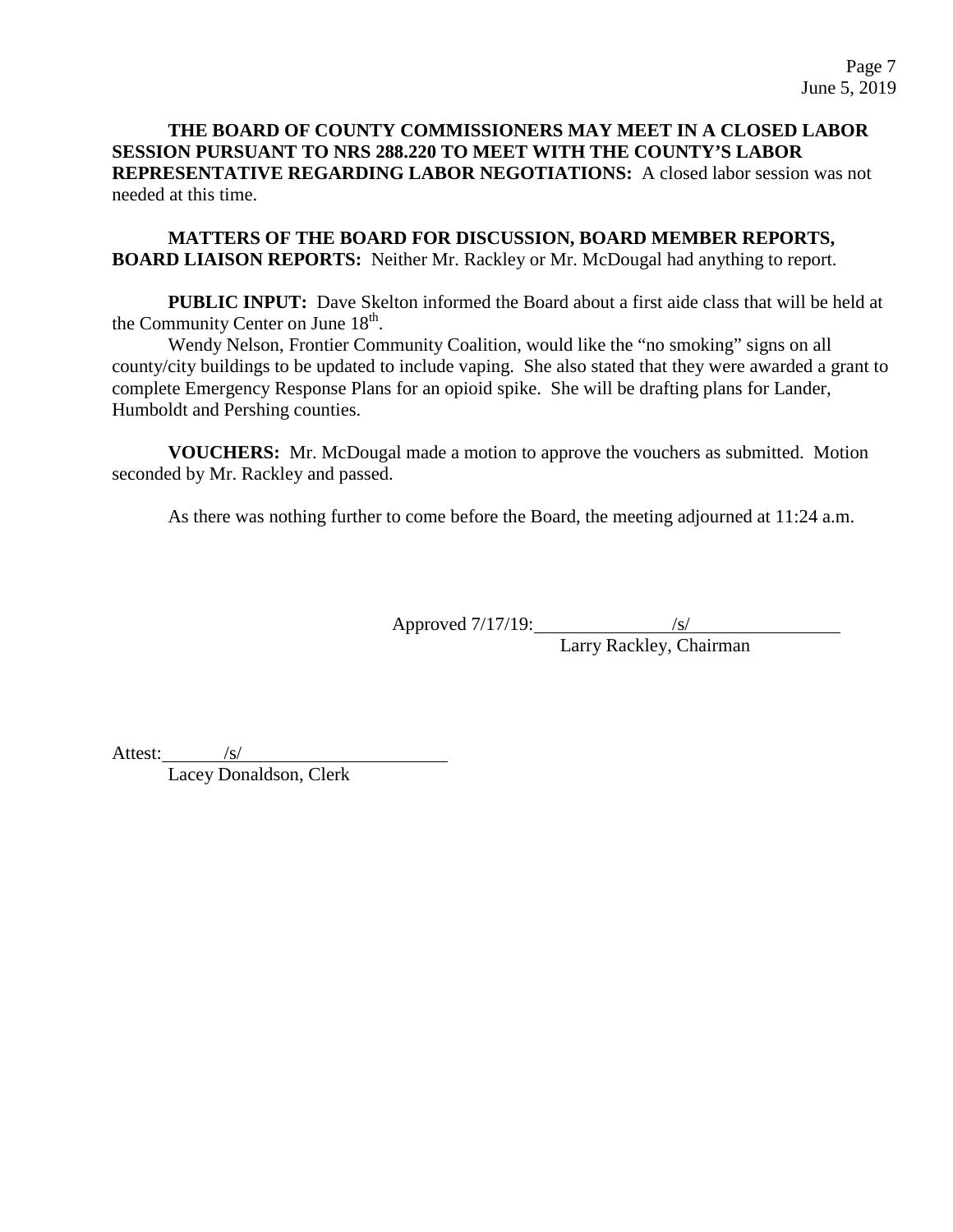**THE BOARD OF COUNTY COMMISSIONERS MAY MEET IN A CLOSED LABOR SESSION PURSUANT TO NRS 288.220 TO MEET WITH THE COUNTY'S LABOR REPRESENTATIVE REGARDING LABOR NEGOTIATIONS:** A closed labor session was not needed at this time.

**MATTERS OF THE BOARD FOR DISCUSSION, BOARD MEMBER REPORTS, BOARD LIAISON REPORTS:** Neither Mr. Rackley or Mr. McDougal had anything to report.

**PUBLIC INPUT:** Dave Skelton informed the Board about a first aide class that will be held at the Community Center on June 18th.

Wendy Nelson, Frontier Community Coalition, would like the "no smoking" signs on all county/city buildings to be updated to include vaping. She also stated that they were awarded a grant to complete Emergency Response Plans for an opioid spike. She will be drafting plans for Lander, Humboldt and Pershing counties.

**VOUCHERS:** Mr. McDougal made a motion to approve the vouchers as submitted. Motion seconded by Mr. Rackley and passed.

As there was nothing further to come before the Board, the meeting adjourned at 11:24 a.m.

Approved 7/17/19: /s/
Larry Rackley, Chairman

Attest: /s/
Lacey Donaldson, Clerk